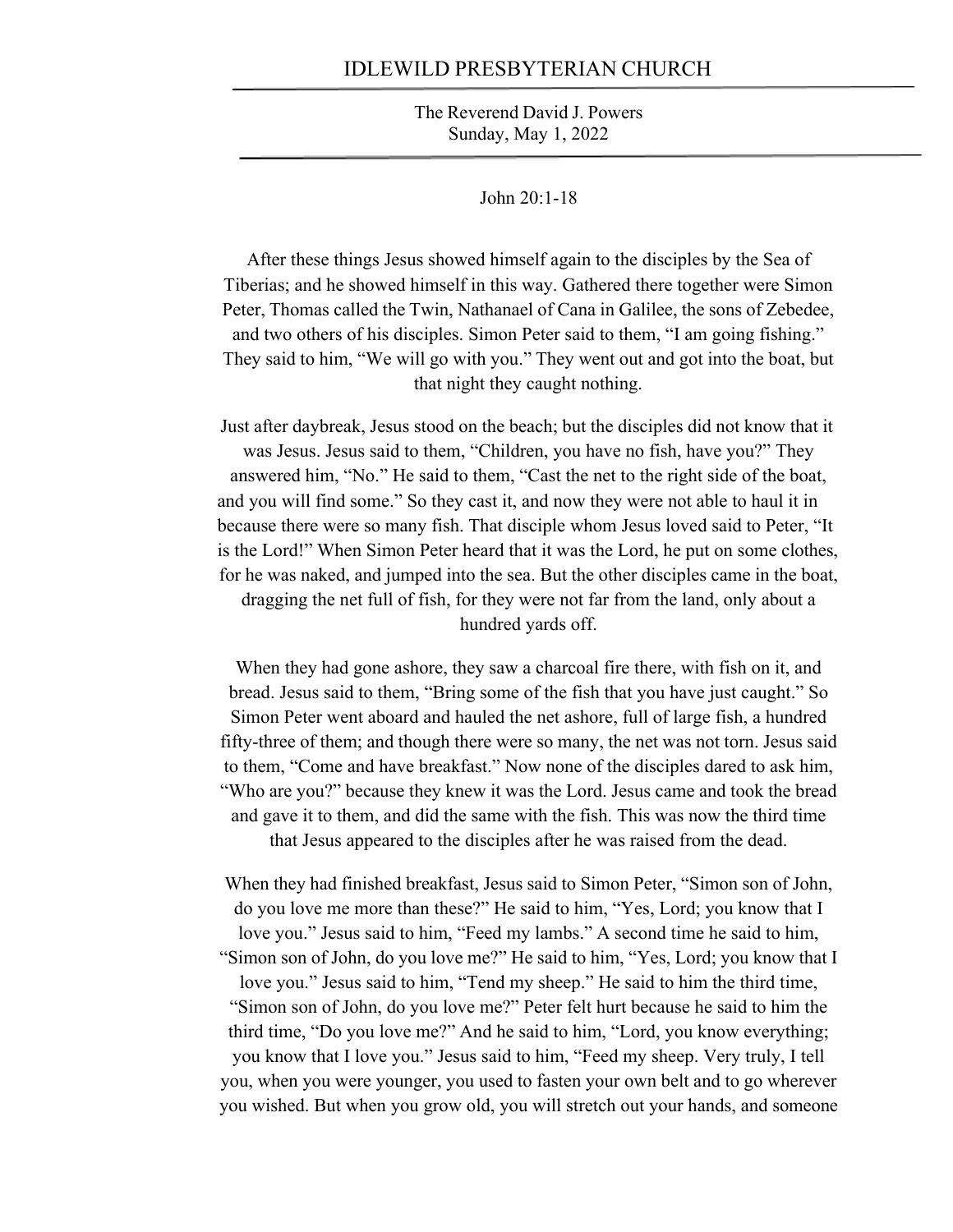# IDLEWILD PRESBYTERIAN CHURCH

The Reverend David J. Powers
Sunday, May 1, 2022

John 20:1-18

After these things Jesus showed himself again to the disciples by the Sea of Tiberias; and he showed himself in this way. Gathered there together were Simon Peter, Thomas called the Twin, Nathanael of Cana in Galilee, the sons of Zebedee, and two others of his disciples. Simon Peter said to them, “I am going fishing.” They said to him, “We will go with you.” They went out and got into the boat, but that night they caught nothing.

Just after daybreak, Jesus stood on the beach; but the disciples did not know that it was Jesus. Jesus said to them, “Children, you have no fish, have you?” They answered him, “No.” He said to them, “Cast the net to the right side of the boat, and you will find some.” So they cast it, and now they were not able to haul it in because there were so many fish. That disciple whom Jesus loved said to Peter, “It is the Lord!” When Simon Peter heard that it was the Lord, he put on some clothes, for he was naked, and jumped into the sea. But the other disciples came in the boat, dragging the net full of fish, for they were not far from the land, only about a hundred yards off.

When they had gone ashore, they saw a charcoal fire there, with fish on it, and bread. Jesus said to them, “Bring some of the fish that you have just caught.” So Simon Peter went aboard and hauled the net ashore, full of large fish, a hundred fifty-three of them; and though there were so many, the net was not torn. Jesus said to them, “Come and have breakfast.” Now none of the disciples dared to ask him, “Who are you?” because they knew it was the Lord. Jesus came and took the bread and gave it to them, and did the same with the fish. This was now the third time that Jesus appeared to the disciples after he was raised from the dead.

When they had finished breakfast, Jesus said to Simon Peter, “Simon son of John, do you love me more than these?” He said to him, “Yes, Lord; you know that I love you.” Jesus said to him, “Feed my lambs.” A second time he said to him, “Simon son of John, do you love me?” He said to him, “Yes, Lord; you know that I love you.” Jesus said to him, “Tend my sheep.” He said to him the third time, “Simon son of John, do you love me?” Peter felt hurt because he said to him the third time, “Do you love me?” And he said to him, “Lord, you know everything; you know that I love you.” Jesus said to him, “Feed my sheep. Very truly, I tell you, when you were younger, you used to fasten your own belt and to go wherever you wished. But when you grow old, you will stretch out your hands, and someone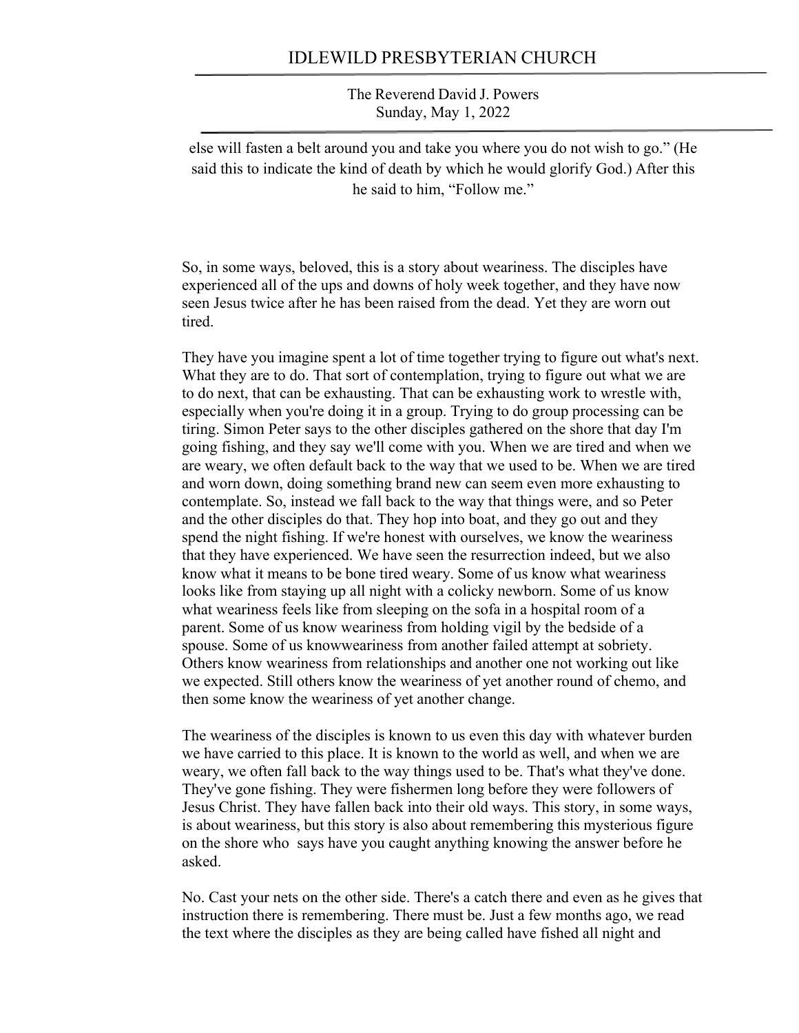else will fasten a belt around you and take you where you do not wish to go." (He said this to indicate the kind of death by which he would glorify God.) After this he said to him, "Follow me."

So, in some ways, beloved, this is a story about weariness. The disciples have experienced all of the ups and downs of holy week together, and they have now seen Jesus twice after he has been raised from the dead. Yet they are worn out tired.

They have you imagine spent a lot of time together trying to figure out what's next. What they are to do. That sort of contemplation, trying to figure out what we are to do next, that can be exhausting. That can be exhausting work to wrestle with, especially when you're doing it in a group. Trying to do group processing can be tiring. Simon Peter says to the other disciples gathered on the shore that day I'm going fishing, and they say we'll come with you. When we are tired and when we are weary, we often default back to the way that we used to be. When we are tired and worn down, doing something brand new can seem even more exhausting to contemplate. So, instead we fall back to the way that things were, and so Peter and the other disciples do that. They hop into boat, and they go out and they spend the night fishing. If we're honest with ourselves, we know the weariness that they have experienced. We have seen the resurrection indeed, but we also know what it means to be bone tired weary. Some of us know what weariness looks like from staying up all night with a colicky newborn. Some of us know what weariness feels like from sleeping on the sofa in a hospital room of a parent. Some of us know weariness from holding vigil by the bedside of a spouse. Some of us knowweariness from another failed attempt at sobriety. Others know weariness from relationships and another one not working out like we expected. Still others know the weariness of yet another round of chemo, and then some know the weariness of yet another change.

The weariness of the disciples is known to us even this day with whatever burden we have carried to this place. It is known to the world as well, and when we are weary, we often fall back to the way things used to be. That's what they've done. They've gone fishing. They were fishermen long before they were followers of Jesus Christ. They have fallen back into their old ways. This story, in some ways, is about weariness, but this story is also about remembering this mysterious figure on the shore who says have you caught anything knowing the answer before he asked.

No. Cast your nets on the other side. There's a catch there and even as he gives that instruction there is remembering. There must be. Just a few months ago, we read the text where the disciples as they are being called have fished all night and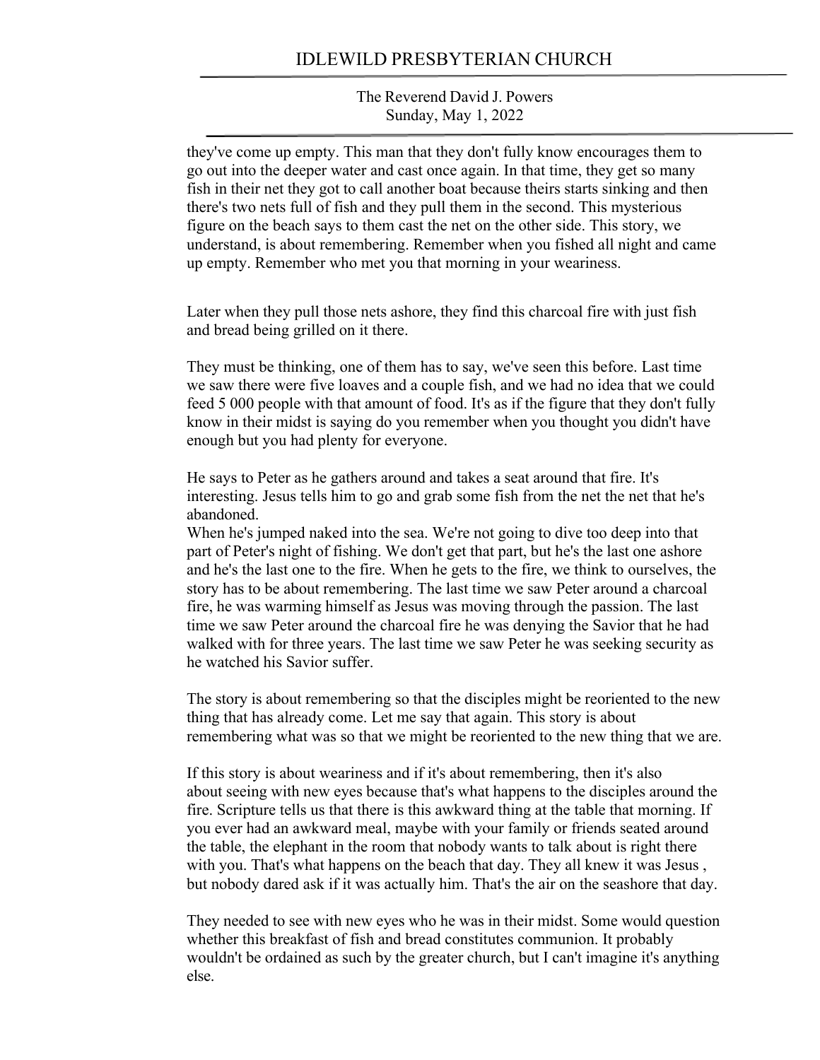they've come up empty. This man that they don't fully know encourages them to go out into the deeper water and cast once again. In that time, they get so many fish in their net they got to call another boat because theirs starts sinking and then there's two nets full of fish and they pull them in the second. This mysterious figure on the beach says to them cast the net on the other side. This story, we understand, is about remembering. Remember when you fished all night and came up empty. Remember who met you that morning in your weariness.

Later when they pull those nets ashore, they find this charcoal fire with just fish and bread being grilled on it there.

They must be thinking, one of them has to say, we've seen this before. Last time we saw there were five loaves and a couple fish, and we had no idea that we could feed 5 000 people with that amount of food. It's as if the figure that they don't fully know in their midst is saying do you remember when you thought you didn't have enough but you had plenty for everyone.

He says to Peter as he gathers around and takes a seat around that fire. It's interesting. Jesus tells him to go and grab some fish from the net the net that he's abandoned.
When he's jumped naked into the sea. We're not going to dive too deep into that part of Peter's night of fishing. We don't get that part, but he's the last one ashore and he's the last one to the fire. When he gets to the fire, we think to ourselves, the story has to be about remembering. The last time we saw Peter around a charcoal fire, he was warming himself as Jesus was moving through the passion. The last time we saw Peter around the charcoal fire he was denying the Savior that he had walked with for three years. The last time we saw Peter he was seeking security as he watched his Savior suffer.

The story is about remembering so that the disciples might be reoriented to the new thing that has already come. Let me say that again. This story is about remembering what was so that we might be reoriented to the new thing that we are.

If this story is about weariness and if it's about remembering, then it's also about seeing with new eyes because that's what happens to the disciples around the fire. Scripture tells us that there is this awkward thing at the table that morning. If you ever had an awkward meal, maybe with your family or friends seated around the table, the elephant in the room that nobody wants to talk about is right there with you. That's what happens on the beach that day. They all knew it was Jesus , but nobody dared ask if it was actually him. That's the air on the seashore that day.

They needed to see with new eyes who he was in their midst. Some would question whether this breakfast of fish and bread constitutes communion. It probably wouldn't be ordained as such by the greater church, but I can't imagine it's anything else.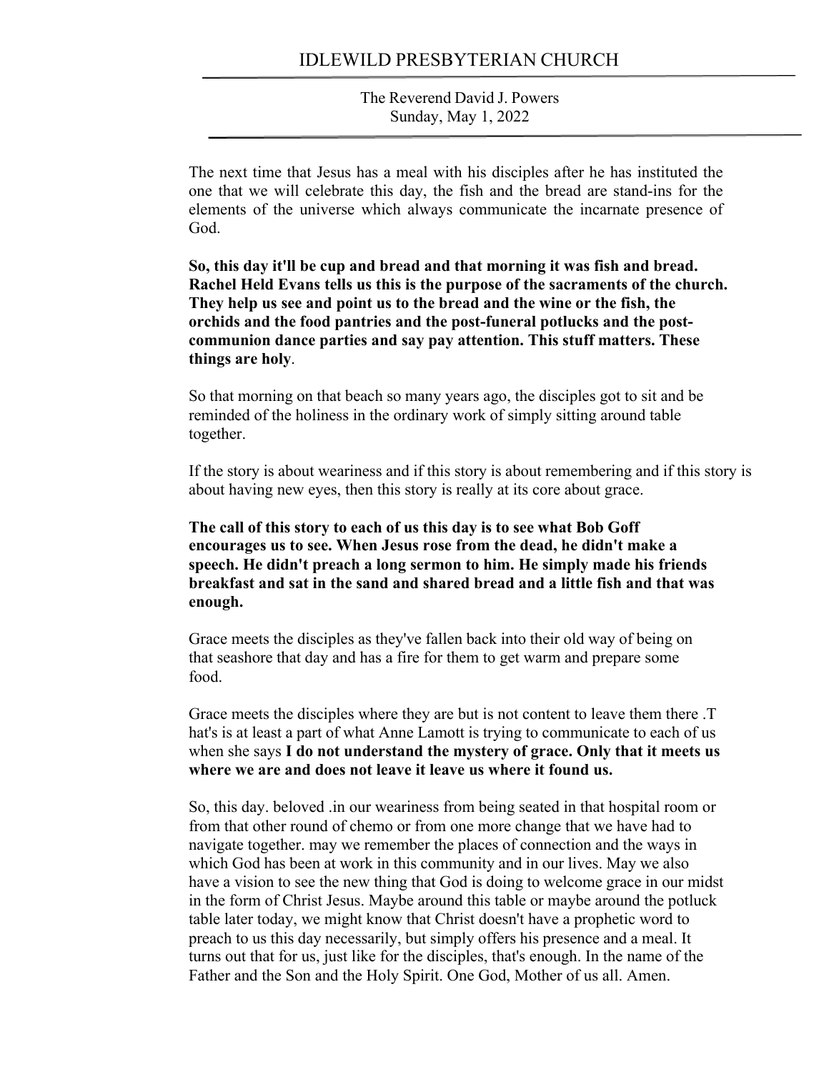The next time that Jesus has a meal with his disciples after he has instituted the one that we will celebrate this day, the fish and the bread are stand-ins for the elements of the universe which always communicate the incarnate presence of God.

**So, this day it'll be cup and bread and that morning it was fish and bread. Rachel Held Evans tells us this is the purpose of the sacraments of the church. They help us see and point us to the bread and the wine or the fish, the orchids and the food pantries and the post-funeral potlucks and the post-communion dance parties and say pay attention. This stuff matters. These things are holy**.

So that morning on that beach so many years ago, the disciples got to sit and be reminded of the holiness in the ordinary work of simply sitting around table together.

If the story is about weariness and if this story is about remembering and if this story is about having new eyes, then this story is really at its core about grace.

**The call of this story to each of us this day is to see what Bob Goff encourages us to see. When Jesus rose from the dead, he didn't make a speech. He didn't preach a long sermon to him. He simply made his friends breakfast and sat in the sand and shared bread and a little fish and that was enough.**

Grace meets the disciples as they've fallen back into their old way of being on that seashore that day and has a fire for them to get warm and prepare some food.

Grace meets the disciples where they are but is not content to leave them there .T hat's is at least a part of what Anne Lamott is trying to communicate to each of us when she says **I do not understand the mystery of grace. Only that it meets us where we are and does not leave it leave us where it found us.**

So, this day. beloved .in our weariness from being seated in that hospital room or from that other round of chemo or from one more change that we have had to navigate together. may we remember the places of connection and the ways in which God has been at work in this community and in our lives. May we also have a vision to see the new thing that God is doing to welcome grace in our midst in the form of Christ Jesus. Maybe around this table or maybe around the potluck table later today, we might know that Christ doesn't have a prophetic word to preach to us this day necessarily, but simply offers his presence and a meal. It turns out that for us, just like for the disciples, that's enough. In the name of the Father and the Son and the Holy Spirit. One God, Mother of us all. Amen.